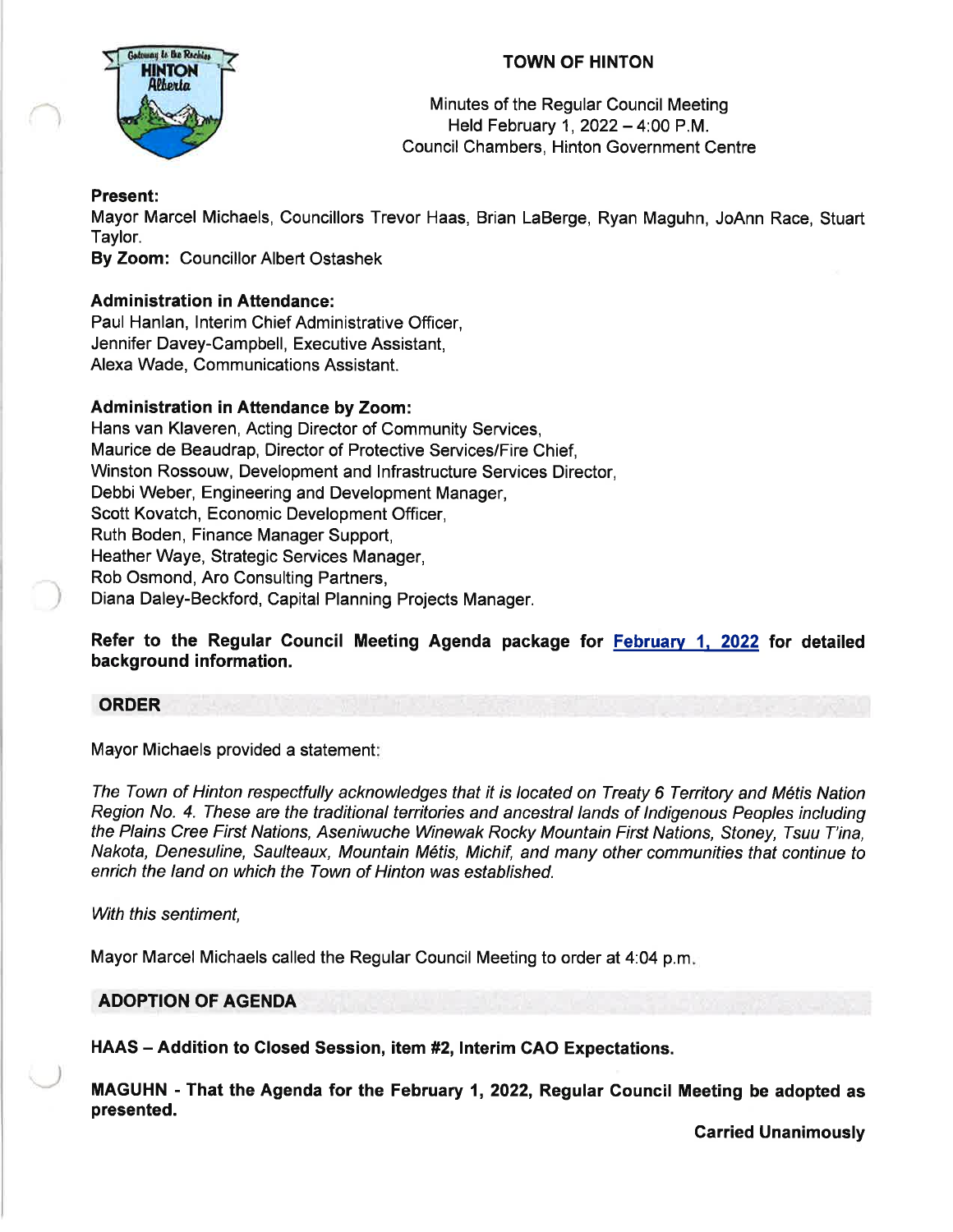# TOWN OF HINTON

Minutes of the Regular Council Meeting
Held February 1, 2022 – 4:00 P.M.
Council Chambers, Hinton Government Centre

**Present:**
Mayor Marcel Michaels, Councillors Trevor Haas, Brian LaBerge, Ryan Maguhn, JoAnn Race, Stuart Taylor.
**By Zoom:** Councillor Albert Ostashek

**Administration in Attendance:**
Paul Hanlan, Interim Chief Administrative Officer,
Jennifer Davey-Campbell, Executive Assistant,
Alexa Wade, Communications Assistant.

**Administration in Attendance by Zoom:**
Hans van Klaveren, Acting Director of Community Services,
Maurice de Beaudrap, Director of Protective Services/Fire Chief,
Winston Rossouw, Development and Infrastructure Services Director,
Debbi Weber, Engineering and Development Manager,
Scott Kovatch, Economic Development Officer,
Ruth Boden, Finance Manager Support,
Heather Waye, Strategic Services Manager,
Rob Osmond, Aro Consulting Partners,
Diana Daley-Beckford, Capital Planning Projects Manager.

**Refer to the Regular Council Meeting Agenda package for February 1, 2022 for detailed background information.**

## ORDER

Mayor Michaels provided a statement:

*The Town of Hinton respectfully acknowledges that it is located on Treaty 6 Territory and Métis Nation Region No. 4. These are the traditional territories and ancestral lands of Indigenous Peoples including the Plains Cree First Nations, Aseniwuche Winewak Rocky Mountain First Nations, Stoney, Tsuu T'ina, Nakota, Denesuline, Saulteaux, Mountain Métis, Michif, and many other communities that continue to enrich the land on which the Town of Hinton was established.*

*With this sentiment,*

Mayor Marcel Michaels called the Regular Council Meeting to order at 4:04 p.m.

## ADOPTION OF AGENDA

**HAAS – Addition to Closed Session, item #2, Interim CAO Expectations.**

**MAGUHN - That the Agenda for the February 1, 2022, Regular Council Meeting be adopted as presented.**

**Carried Unanimously**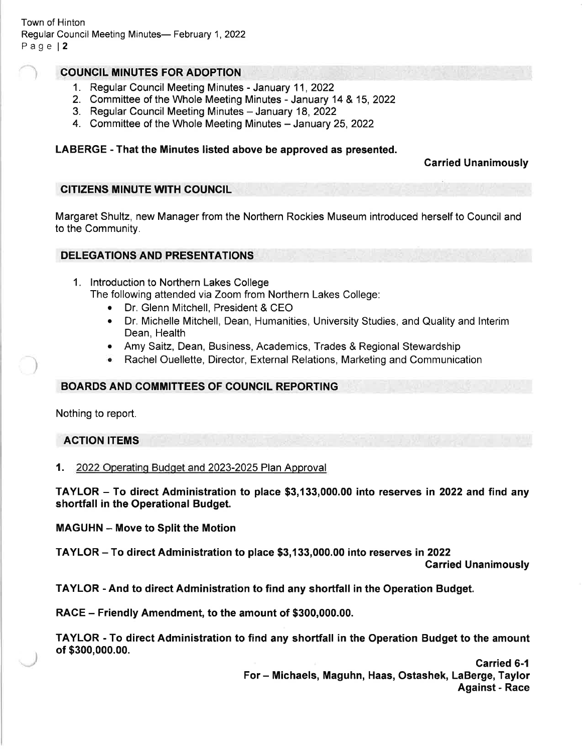## COUNCIL MINUTES FOR ADOPTION

1. Regular Council Meeting Minutes - January 11, 2022
2. Committee of the Whole Meeting Minutes - January 14 & 15, 2022
3. Regular Council Meeting Minutes – January 18, 2022
4. Committee of the Whole Meeting Minutes – January 25, 2022

**LABERGE - That the Minutes listed above be approved as presented.**

**Carried Unanimously**

## CITIZENS MINUTE WITH COUNCIL

Margaret Shultz, new Manager from the Northern Rockies Museum introduced herself to Council and to the Community.

## DELEGATIONS AND PRESENTATIONS

1. Introduction to Northern Lakes College
   The following attended via Zoom from Northern Lakes College:
   - Dr. Glenn Mitchell, President & CEO
   - Dr. Michelle Mitchell, Dean, Humanities, University Studies, and Quality and Interim Dean, Health
   - Amy Saitz, Dean, Business, Academics, Trades & Regional Stewardship
   - Rachel Ouellette, Director, External Relations, Marketing and Communication

## BOARDS AND COMMITTEES OF COUNCIL REPORTING

Nothing to report.

## ACTION ITEMS

**1.** 2022 Operating Budget and 2023-2025 Plan Approval

**TAYLOR – To direct Administration to place $3,133,000.00 into reserves in 2022 and find any shortfall in the Operational Budget.**

**MAGUHN – Move to Split the Motion**

**TAYLOR – To direct Administration to place $3,133,000.00 into reserves in 2022**

**Carried Unanimously**

**TAYLOR - And to direct Administration to find any shortfall in the Operation Budget.**

**RACE – Friendly Amendment, to the amount of $300,000.00.**

**TAYLOR - To direct Administration to find any shortfall in the Operation Budget to the amount of $300,000.00.**

**Carried 6-1**
**For – Michaels, Maguhn, Haas, Ostashek, LaBerge, Taylor**
**Against - Race**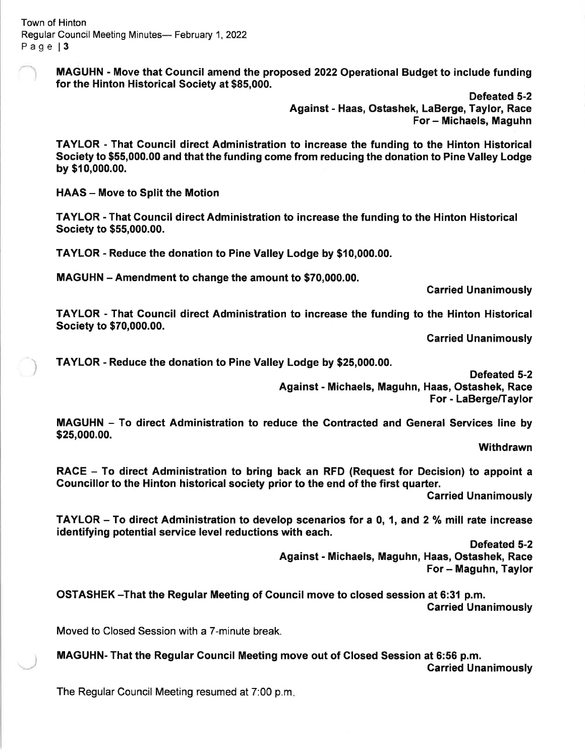**MAGUHN - Move that Council amend the proposed 2022 Operational Budget to include funding for the Hinton Historical Society at $85,000.**

**Defeated 5-2**
**Against - Haas, Ostashek, LaBerge, Taylor, Race**
**For – Michaels, Maguhn**

**TAYLOR - That Council direct Administration to increase the funding to the Hinton Historical Society to $55,000.00 and that the funding come from reducing the donation to Pine Valley Lodge by $10,000.00.**

**HAAS – Move to Split the Motion**

**TAYLOR - That Council direct Administration to increase the funding to the Hinton Historical Society to $55,000.00.**

**TAYLOR - Reduce the donation to Pine Valley Lodge by $10,000.00.**

**MAGUHN – Amendment to change the amount to $70,000.00.**

**Carried Unanimously**

**TAYLOR - That Council direct Administration to increase the funding to the Hinton Historical Society to $70,000.00.**

**Carried Unanimously**

**TAYLOR - Reduce the donation to Pine Valley Lodge by $25,000.00.**

**Defeated 5-2**
**Against - Michaels, Maguhn, Haas, Ostashek, Race**
**For - LaBerge/Taylor**

**MAGUHN – To direct Administration to reduce the Contracted and General Services line by $25,000.00.**

**Withdrawn**

**RACE – To direct Administration to bring back an RFD (Request for Decision) to appoint a Councillor to the Hinton historical society prior to the end of the first quarter.**

**Carried Unanimously**

**TAYLOR – To direct Administration to develop scenarios for a 0, 1, and 2 % mill rate increase identifying potential service level reductions with each.**

**Defeated 5-2**
**Against - Michaels, Maguhn, Haas, Ostashek, Race**
**For – Maguhn, Taylor**

**OSTASHEK –That the Regular Meeting of Council move to closed session at 6:31 p.m.**

**Carried Unanimously**

Moved to Closed Session with a 7-minute break.

**MAGUHN- That the Regular Council Meeting move out of Closed Session at 6:56 p.m.**

**Carried Unanimously**

The Regular Council Meeting resumed at 7:00 p.m.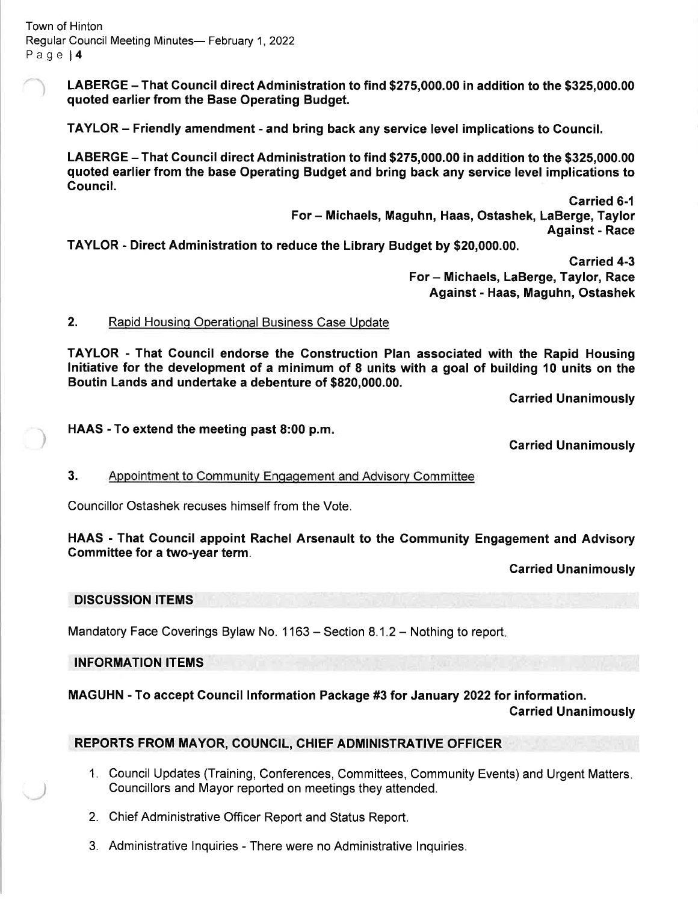**LABERGE – That Council direct Administration to find $275,000.00 in addition to the $325,000.00 quoted earlier from the Base Operating Budget.**

**TAYLOR – Friendly amendment - and bring back any service level implications to Council.**

**LABERGE – That Council direct Administration to find $275,000.00 in addition to the $325,000.00 quoted earlier from the base Operating Budget and bring back any service level implications to Council.**

**Carried 6-1**
**For – Michaels, Maguhn, Haas, Ostashek, LaBerge, Taylor**
**Against - Race**

**TAYLOR - Direct Administration to reduce the Library Budget by $20,000.00.**

**Carried 4-3**
**For – Michaels, LaBerge, Taylor, Race**
**Against - Haas, Maguhn, Ostashek**

**2.** Rapid Housing Operational Business Case Update

**TAYLOR - That Council endorse the Construction Plan associated with the Rapid Housing Initiative for the development of a minimum of 8 units with a goal of building 10 units on the Boutin Lands and undertake a debenture of $820,000.00.**

**Carried Unanimously**

**HAAS - To extend the meeting past 8:00 p.m.**

**Carried Unanimously**

**3.** Appointment to Community Engagement and Advisory Committee

Councillor Ostashek recuses himself from the Vote.

**HAAS - That Council appoint Rachel Arsenault to the Community Engagement and Advisory Committee for a two-year term.**

**Carried Unanimously**

## DISCUSSION ITEMS

Mandatory Face Coverings Bylaw No. 1163 – Section 8.1.2 – Nothing to report.

## INFORMATION ITEMS

**MAGUHN - To accept Council Information Package #3 for January 2022 for information.**

**Carried Unanimously**

## REPORTS FROM MAYOR, COUNCIL, CHIEF ADMINISTRATIVE OFFICER

1. Council Updates (Training, Conferences, Committees, Community Events) and Urgent Matters. Councillors and Mayor reported on meetings they attended.

2. Chief Administrative Officer Report and Status Report.

3. Administrative Inquiries - There were no Administrative Inquiries.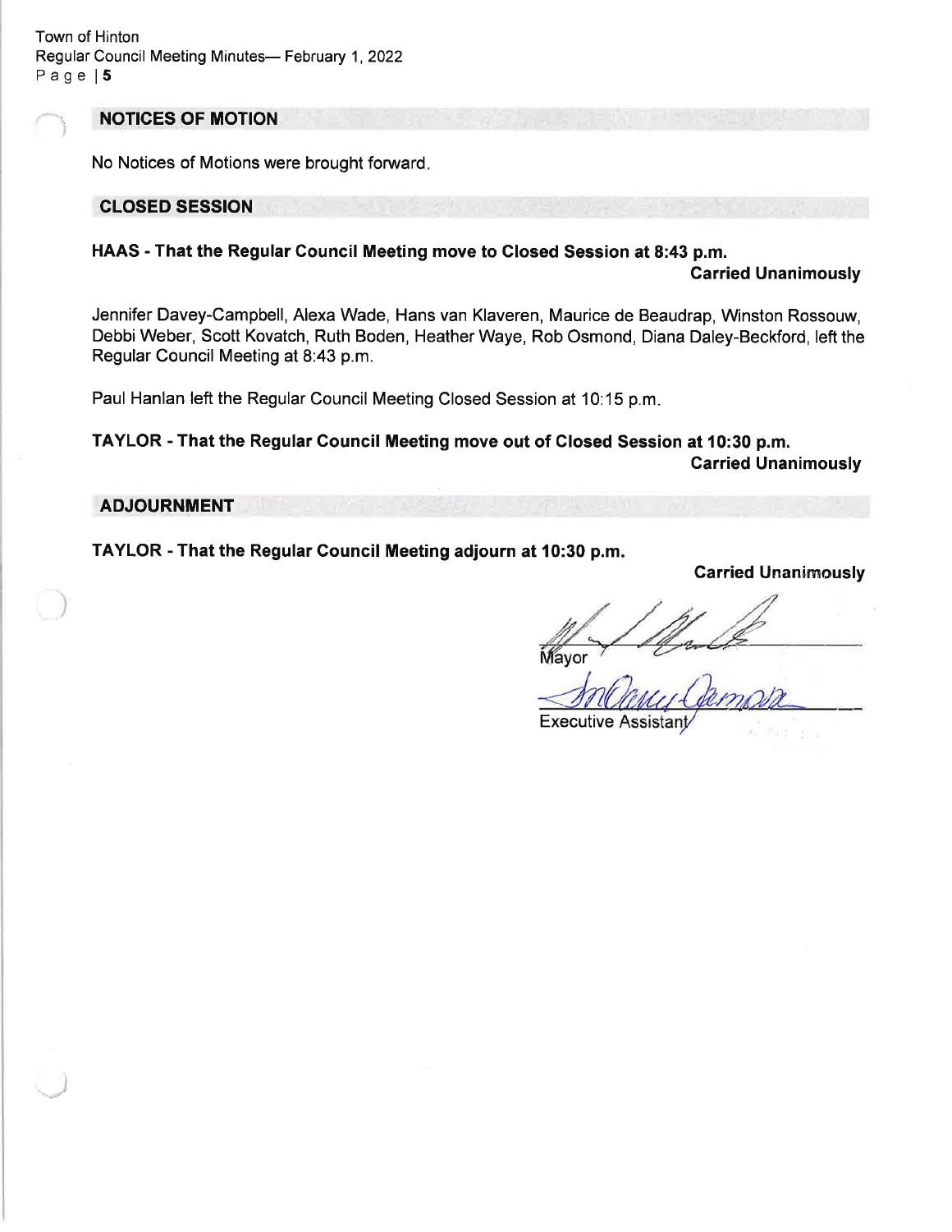## NOTICES OF MOTION

No Notices of Motions were brought forward.

## CLOSED SESSION

**HAAS - That the Regular Council Meeting move to Closed Session at 8:43 p.m.**
**Carried Unanimously**

Jennifer Davey-Campbell, Alexa Wade, Hans van Klaveren, Maurice de Beaudrap, Winston Rossouw, Debbi Weber, Scott Kovatch, Ruth Boden, Heather Waye, Rob Osmond, Diana Daley-Beckford, left the Regular Council Meeting at 8:43 p.m.

Paul Hanlan left the Regular Council Meeting Closed Session at 10:15 p.m.

**TAYLOR - That the Regular Council Meeting move out of Closed Session at 10:30 p.m.**
**Carried Unanimously**

## ADJOURNMENT

**TAYLOR - That the Regular Council Meeting adjourn at 10:30 p.m.**
**Carried Unanimously**

Mayor

Executive Assistant